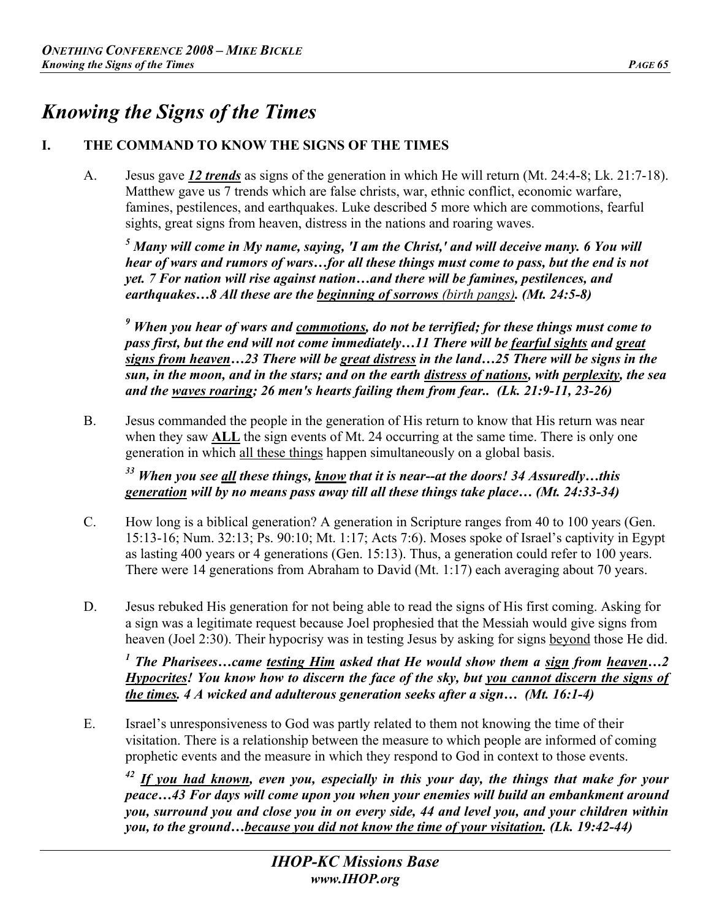# *Knowing the Signs of the Times*

## I. THE COMMAND TO KNOW THE SIGNS OF THE TIMES

A. Jesus gave ***12 trends*** as signs of the generation in which He will return (Mt. 24:4-8; Lk. 21:7-18). Matthew gave us 7 trends which are false christs, war, ethnic conflict, economic warfare, famines, pestilences, and earthquakes. Luke described 5 more which are commotions, fearful sights, great signs from heaven, distress in the nations and roaring waves.

> ***[5] Many will come in My name, saying, 'I am the Christ,' and will deceive many. 6 You will hear of wars and rumors of wars…for all these things must come to pass, but the end is not yet. 7 For nation will rise against nation…and there will be famines, pestilences, and earthquakes…8 All these are the beginning of sorrows (birth pangs). (Mt. 24:5-8)***

> ***[9] When you hear of wars and commotions, do not be terrified; for these things must come to pass first, but the end will not come immediately…11 There will be fearful sights and great signs from heaven…23 There will be great distress in the land…25 There will be signs in the sun, in the moon, and in the stars; and on the earth distress of nations, with perplexity, the sea and the waves roaring; 26 men's hearts failing them from fear.. (Lk. 21:9-11, 23-26)***

B. Jesus commanded the people in the generation of His return to know that His return was near when they saw **ALL** the sign events of Mt. 24 occurring at the same time. There is only one generation in which all these things happen simultaneously on a global basis.

> ***[33] When you see all these things, know that it is near--at the doors! 34 Assuredly…this generation will by no means pass away till all these things take place… (Mt. 24:33-34)***

C. How long is a biblical generation? A generation in Scripture ranges from 40 to 100 years (Gen. 15:13-16; Num. 32:13; Ps. 90:10; Mt. 1:17; Acts 7:6). Moses spoke of Israel's captivity in Egypt as lasting 400 years or 4 generations (Gen. 15:13). Thus, a generation could refer to 100 years. There were 14 generations from Abraham to David (Mt. 1:17) each averaging about 70 years.

D. Jesus rebuked His generation for not being able to read the signs of His first coming. Asking for a sign was a legitimate request because Joel prophesied that the Messiah would give signs from heaven (Joel 2:30). Their hypocrisy was in testing Jesus by asking for signs beyond those He did.

> ***[1] The Pharisees…came testing Him asked that He would show them a sign from heaven…2 Hypocrites! You know how to discern the face of the sky, but you cannot discern the signs of the times. 4 A wicked and adulterous generation seeks after a sign… (Mt. 16:1-4)***

E. Israel's unresponsiveness to God was partly related to them not knowing the time of their visitation. There is a relationship between the measure to which people are informed of coming prophetic events and the measure in which they respond to God in context to those events.

> ***[42] If you had known, even you, especially in this your day, the things that make for your peace…43 For days will come upon you when your enemies will build an embankment around you, surround you and close you in on every side, 44 and level you, and your children within you, to the ground…because you did not know the time of your visitation. (Lk. 19:42-44)***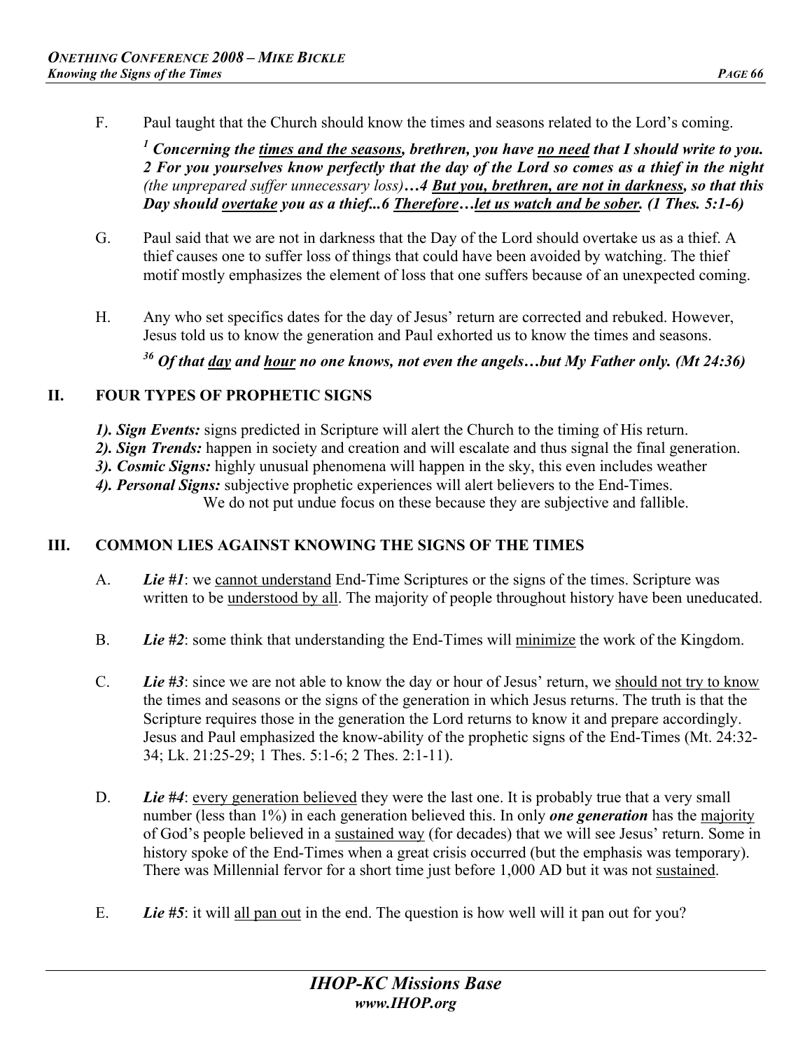F. Paul taught that the Church should know the times and seasons related to the Lord's coming.

> ***[1] Concerning the times and the seasons, brethren, you have no need that I should write to you. 2 For you yourselves know perfectly that the day of the Lord so comes as a thief in the night** (the unprepared suffer unnecessary loss)**…4 But you, brethren, are not in darkness, so that this Day should overtake you as a thief...6 Therefore…let us watch and be sober. (1 Thes. 5:1-6)***

G. Paul said that we are not in darkness that the Day of the Lord should overtake us as a thief. A thief causes one to suffer loss of things that could have been avoided by watching. The thief motif mostly emphasizes the element of loss that one suffers because of an unexpected coming.

H. Any who set specifics dates for the day of Jesus' return are corrected and rebuked. However, Jesus told us to know the generation and Paul exhorted us to know the times and seasons.

> ***[36] Of that day and hour no one knows, not even the angels…but My Father only. (Mt 24:36)***

## II. FOUR TYPES OF PROPHETIC SIGNS

***1). Sign Events:*** signs predicted in Scripture will alert the Church to the timing of His return.
***2). Sign Trends:*** happen in society and creation and will escalate and thus signal the final generation.
***3). Cosmic Signs:*** highly unusual phenomena will happen in the sky, this even includes weather
***4). Personal Signs:*** subjective prophetic experiences will alert believers to the End-Times.
We do not put undue focus on these because they are subjective and fallible.

## III. COMMON LIES AGAINST KNOWING THE SIGNS OF THE TIMES

A. ***Lie #1***: we cannot understand End-Time Scriptures or the signs of the times. Scripture was written to be understood by all. The majority of people throughout history have been uneducated.

B. ***Lie #2***: some think that understanding the End-Times will minimize the work of the Kingdom.

C. ***Lie #3***: since we are not able to know the day or hour of Jesus' return, we should not try to know the times and seasons or the signs of the generation in which Jesus returns. The truth is that the Scripture requires those in the generation the Lord returns to know it and prepare accordingly. Jesus and Paul emphasized the know-ability of the prophetic signs of the End-Times (Mt. 24:32-34; Lk. 21:25-29; 1 Thes. 5:1-6; 2 Thes. 2:1-11).

D. ***Lie #4***: every generation believed they were the last one. It is probably true that a very small number (less than 1%) in each generation believed this. In only ***one generation*** has the majority of God's people believed in a sustained way (for decades) that we will see Jesus' return. Some in history spoke of the End-Times when a great crisis occurred (but the emphasis was temporary). There was Millennial fervor for a short time just before 1,000 AD but it was not sustained.

E. ***Lie #5***: it will all pan out in the end. The question is how well will it pan out for you?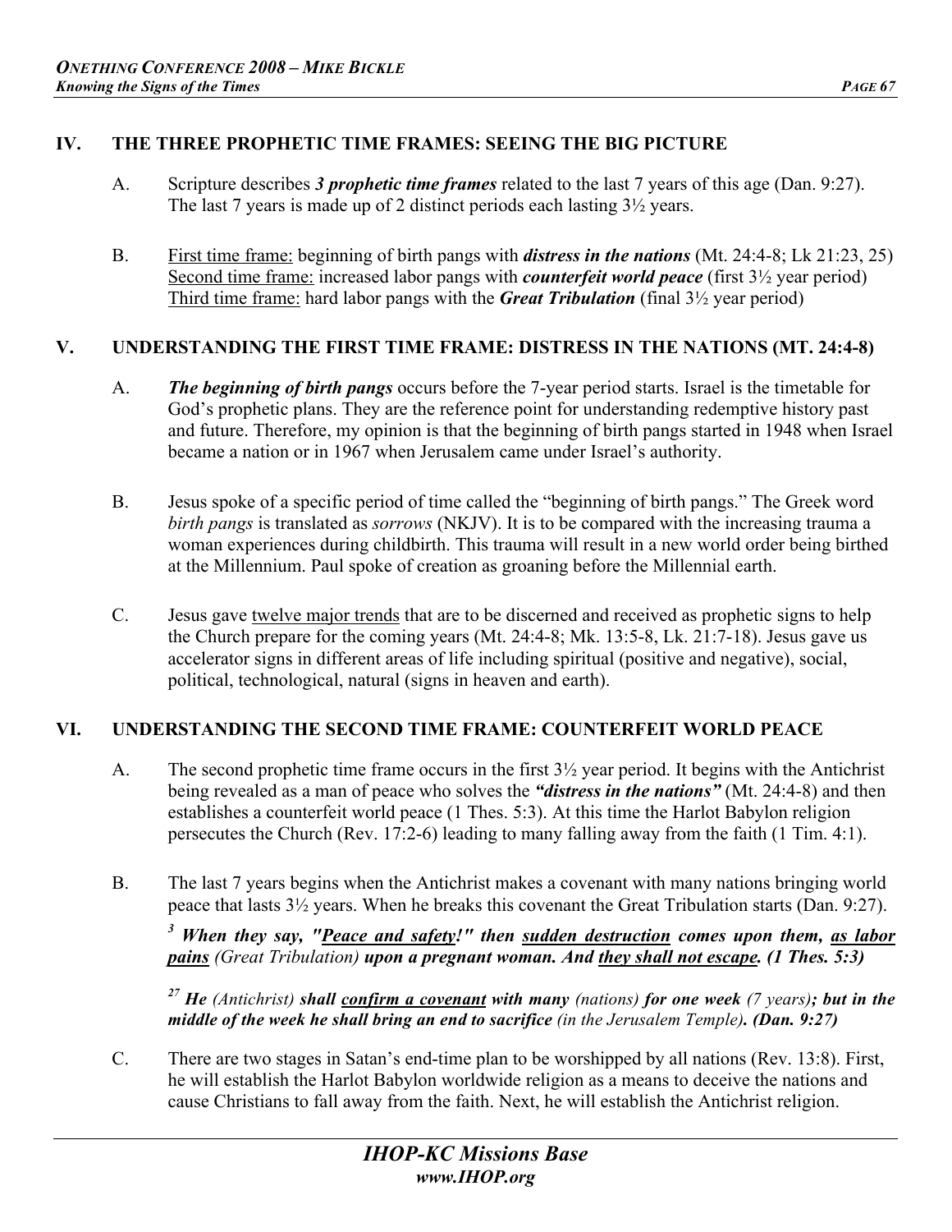## IV. THE THREE PROPHETIC TIME FRAMES: SEEING THE BIG PICTURE

A. Scripture describes ***3 prophetic time frames*** related to the last 7 years of this age (Dan. 9:27). The last 7 years is made up of 2 distinct periods each lasting 3½ years.

B. <u>First time frame:</u> beginning of birth pangs with ***distress in the nations*** (Mt. 24:4-8; Lk 21:23, 25)
<u>Second time frame:</u> increased labor pangs with ***counterfeit world peace*** (first 3½ year period)
<u>Third time frame:</u> hard labor pangs with the ***Great Tribulation*** (final 3½ year period)

## V. UNDERSTANDING THE FIRST TIME FRAME: DISTRESS IN THE NATIONS (MT. 24:4-8)

A. ***The beginning of birth pangs*** occurs before the 7-year period starts. Israel is the timetable for God's prophetic plans. They are the reference point for understanding redemptive history past and future. Therefore, my opinion is that the beginning of birth pangs started in 1948 when Israel became a nation or in 1967 when Jerusalem came under Israel's authority.

B. Jesus spoke of a specific period of time called the "beginning of birth pangs." The Greek word *birth pangs* is translated as *sorrows* (NKJV). It is to be compared with the increasing trauma a woman experiences during childbirth. This trauma will result in a new world order being birthed at the Millennium. Paul spoke of creation as groaning before the Millennial earth.

C. Jesus gave <u>twelve major trends</u> that are to be discerned and received as prophetic signs to help the Church prepare for the coming years (Mt. 24:4-8; Mk. 13:5-8, Lk. 21:7-18). Jesus gave us accelerator signs in different areas of life including spiritual (positive and negative), social, political, technological, natural (signs in heaven and earth).

## VI. UNDERSTANDING THE SECOND TIME FRAME: COUNTERFEIT WORLD PEACE

A. The second prophetic time frame occurs in the first 3½ year period. It begins with the Antichrist being revealed as a man of peace who solves the ***"distress in the nations"*** (Mt. 24:4-8) and then establishes a counterfeit world peace (1 Thes. 5:3). At this time the Harlot Babylon religion persecutes the Church (Rev. 17:2-6) leading to many falling away from the faith (1 Tim. 4:1).

B. The last 7 years begins when the Antichrist makes a covenant with many nations bringing world peace that lasts 3½ years. When he breaks this covenant the Great Tribulation starts (Dan. 9:27).

> [3] ***When they say, "<u>Peace and safety</u>!" then <u>sudden destruction</u> comes upon them, <u>as labor pains</u>*** *(Great Tribulation)* ***upon a pregnant woman. And <u>they shall not escape</u>. (1 Thes. 5:3)***

> [27] ***He*** *(Antichrist)* ***shall <u>confirm a covenant</u> with many*** *(nations)* ***for one week*** *(7 years)****; but in the middle of the week he shall bring an end to sacrifice*** *(in the Jerusalem Temple)****. (Dan. 9:27)***

C. There are two stages in Satan's end-time plan to be worshipped by all nations (Rev. 13:8). First, he will establish the Harlot Babylon worldwide religion as a means to deceive the nations and cause Christians to fall away from the faith. Next, he will establish the Antichrist religion.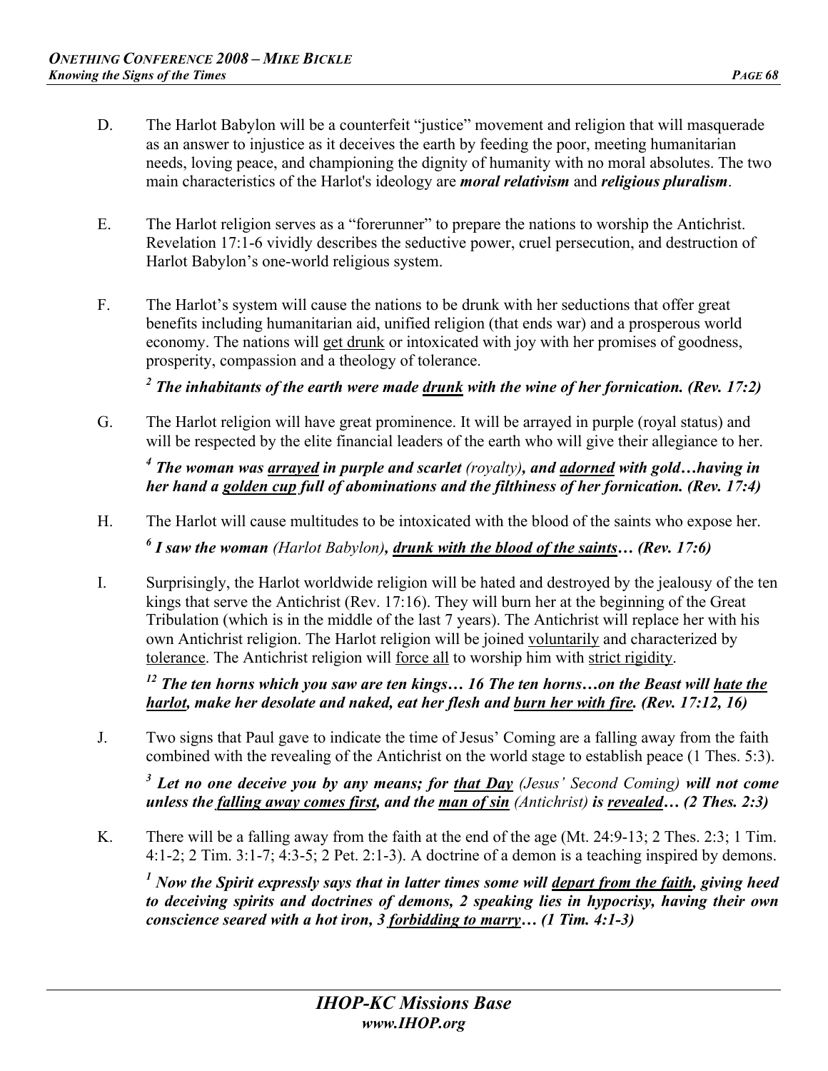D. The Harlot Babylon will be a counterfeit "justice" movement and religion that will masquerade as an answer to injustice as it deceives the earth by feeding the poor, meeting humanitarian needs, loving peace, and championing the dignity of humanity with no moral absolutes. The two main characteristics of the Harlot's ideology are ***moral relativism*** and ***religious pluralism***.

E. The Harlot religion serves as a "forerunner" to prepare the nations to worship the Antichrist. Revelation 17:1-6 vividly describes the seductive power, cruel persecution, and destruction of Harlot Babylon's one-world religious system.

F. The Harlot's system will cause the nations to be drunk with her seductions that offer great benefits including humanitarian aid, unified religion (that ends war) and a prosperous world economy. The nations will <u>get drunk</u> or intoxicated with joy with her promises of goodness, prosperity, compassion and a theology of tolerance.

***[2] The inhabitants of the earth were made <u>drunk</u> with the wine of her fornication. (Rev. 17:2)***

G. The Harlot religion will have great prominence. It will be arrayed in purple (royal status) and will be respected by the elite financial leaders of the earth who will give their allegiance to her.

***[4] The woman was <u>arrayed</u> in purple and scarlet** (royalty)**, and <u>adorned</u> with gold…having in her hand a <u>golden cup</u> full of abominations and the filthiness of her fornication. (Rev. 17:4)***

H. The Harlot will cause multitudes to be intoxicated with the blood of the saints who expose her.

***[6] I saw the woman** (Harlot Babylon)**, <u>drunk with the blood of the saints</u>… (Rev. 17:6)***

I. Surprisingly, the Harlot worldwide religion will be hated and destroyed by the jealousy of the ten kings that serve the Antichrist (Rev. 17:16). They will burn her at the beginning of the Great Tribulation (which is in the middle of the last 7 years). The Antichrist will replace her with his own Antichrist religion. The Harlot religion will be joined <u>voluntarily</u> and characterized by <u>tolerance</u>. The Antichrist religion will <u>force all</u> to worship him with <u>strict rigidity</u>.

***[12] The ten horns which you saw are ten kings… 16 The ten horns…on the Beast will <u>hate the harlot</u>, make her desolate and naked, eat her flesh and <u>burn her with fire</u>. (Rev. 17:12, 16)***

J. Two signs that Paul gave to indicate the time of Jesus' Coming are a falling away from the faith combined with the revealing of the Antichrist on the world stage to establish peace (1 Thes. 5:3).

***[3] Let no one deceive you by any means; for <u>that Day</u>** (Jesus' Second Coming) **will not come unless the <u>falling away comes first</u>, and the <u>man of sin</u>** (Antichrist) **is <u>revealed</u>… (2 Thes. 2:3)***

K. There will be a falling away from the faith at the end of the age (Mt. 24:9-13; 2 Thes. 2:3; 1 Tim. 4:1-2; 2 Tim. 3:1-7; 4:3-5; 2 Pet. 2:1-3). A doctrine of a demon is a teaching inspired by demons.

***[1] Now the Spirit expressly says that in latter times some will <u>depart from the faith</u>, giving heed to deceiving spirits and doctrines of demons, 2 speaking lies in hypocrisy, having their own conscience seared with a hot iron, 3 <u>forbidding to marry</u>… (1 Tim. 4:1-3)***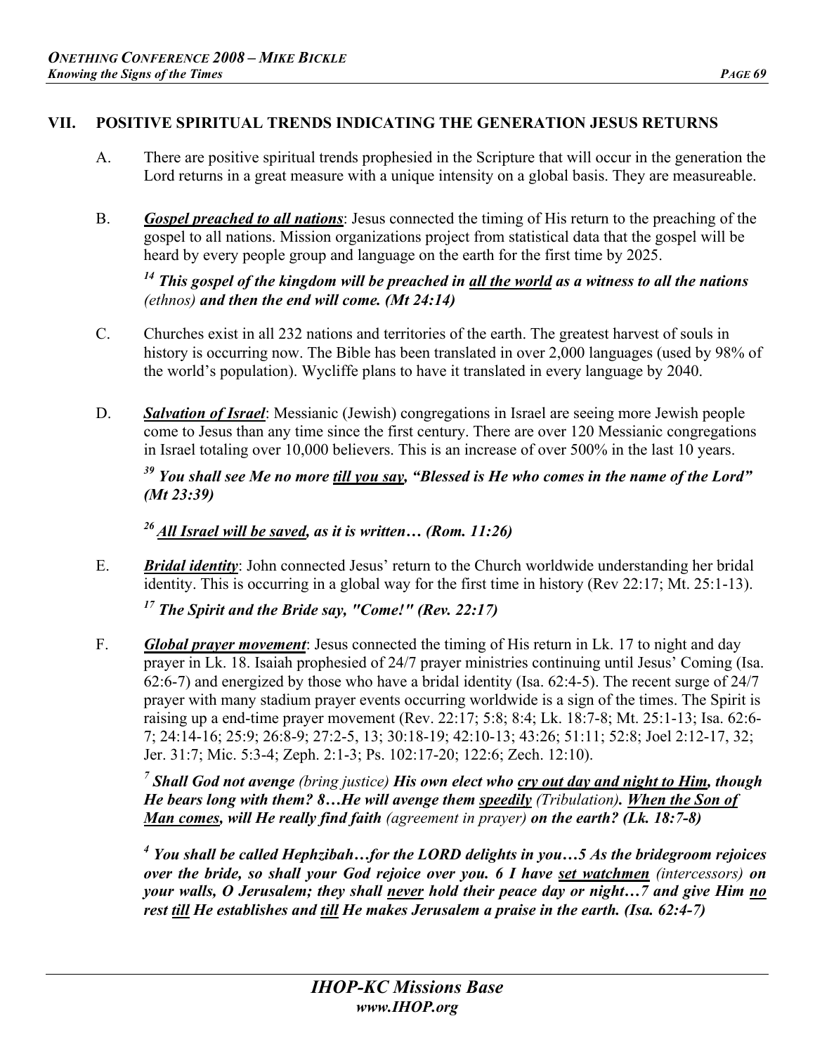## VII. POSITIVE SPIRITUAL TRENDS INDICATING THE GENERATION JESUS RETURNS

A. There are positive spiritual trends prophesied in the Scripture that will occur in the generation the Lord returns in a great measure with a unique intensity on a global basis. They are measureable.

B. ***Gospel preached to all nations***: Jesus connected the timing of His return to the preaching of the gospel to all nations. Mission organizations project from statistical data that the gospel will be heard by every people group and language on the earth for the first time by 2025.

***[14] This gospel of the kingdom will be preached in all the world as a witness to all the nations** (ethnos) **and then the end will come. (Mt 24:14)***

C. Churches exist in all 232 nations and territories of the earth. The greatest harvest of souls in history is occurring now. The Bible has been translated in over 2,000 languages (used by 98% of the world's population). Wycliffe plans to have it translated in every language by 2040.

D. ***Salvation of Israel***: Messianic (Jewish) congregations in Israel are seeing more Jewish people come to Jesus than any time since the first century. There are over 120 Messianic congregations in Israel totaling over 10,000 believers. This is an increase of over 500% in the last 10 years.

***[39] You shall see Me no more till you say, "Blessed is He who comes in the name of the Lord" (Mt 23:39)***

***[26] All Israel will be saved, as it is written… (Rom. 11:26)***

E. ***Bridal identity***: John connected Jesus' return to the Church worldwide understanding her bridal identity. This is occurring in a global way for the first time in history (Rev 22:17; Mt. 25:1-13).

***[17] The Spirit and the Bride say, "Come!" (Rev. 22:17)***

F. ***Global prayer movement***: Jesus connected the timing of His return in Lk. 17 to night and day prayer in Lk. 18. Isaiah prophesied of 24/7 prayer ministries continuing until Jesus' Coming (Isa. 62:6-7) and energized by those who have a bridal identity (Isa. 62:4-5). The recent surge of 24/7 prayer with many stadium prayer events occurring worldwide is a sign of the times. The Spirit is raising up a end-time prayer movement (Rev. 22:17; 5:8; 8:4; Lk. 18:7-8; Mt. 25:1-13; Isa. 62:6-7; 24:14-16; 25:9; 26:8-9; 27:2-5, 13; 30:18-19; 42:10-13; 43:26; 51:11; 52:8; Joel 2:12-17, 32; Jer. 31:7; Mic. 5:3-4; Zeph. 2:1-3; Ps. 102:17-20; 122:6; Zech. 12:10).

***[7] Shall God not avenge** (bring justice) **His own elect who cry out day and night to Him, though He bears long with them? 8…He will avenge them speedily** (Tribulation)**. When the Son of Man comes, will He really find faith** (agreement in prayer) **on the earth? (Lk. 18:7-8)***

***[4] You shall be called Hephzibah…for the LORD delights in you…5 As the bridegroom rejoices over the bride, so shall your God rejoice over you. 6 I have set watchmen** (intercessors) **on your walls, O Jerusalem; they shall never hold their peace day or night…7 and give Him no rest till He establishes and till He makes Jerusalem a praise in the earth. (Isa. 62:4-7)***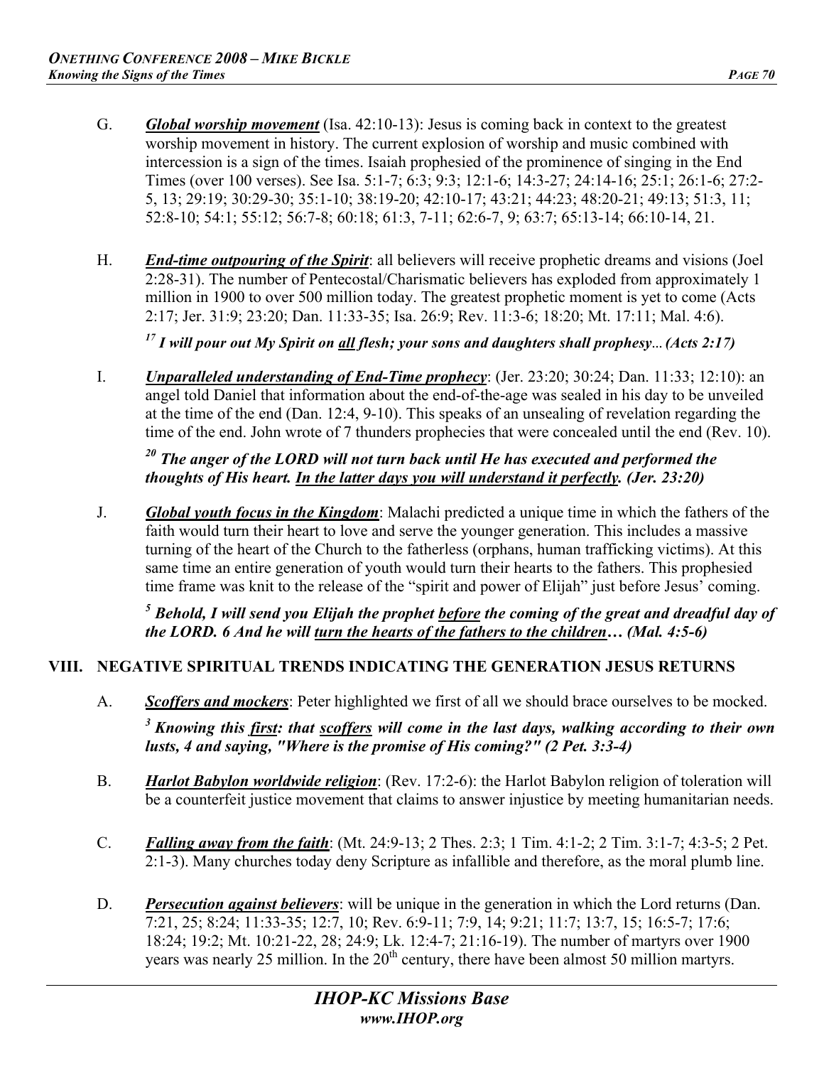G. ***Global worship movement*** (Isa. 42:10-13): Jesus is coming back in context to the greatest worship movement in history. The current explosion of worship and music combined with intercession is a sign of the times. Isaiah prophesied of the prominence of singing in the End Times (over 100 verses). See Isa. 5:1-7; 6:3; 9:3; 12:1-6; 14:3-27; 24:14-16; 25:1; 26:1-6; 27:2-5, 13; 29:19; 30:29-30; 35:1-10; 38:19-20; 42:10-17; 43:21; 44:23; 48:20-21; 49:13; 51:3, 11; 52:8-10; 54:1; 55:12; 56:7-8; 60:18; 61:3, 7-11; 62:6-7, 9; 63:7; 65:13-14; 66:10-14, 21.

H. ***End-time outpouring of the Spirit***: all believers will receive prophetic dreams and visions (Joel 2:28-31). The number of Pentecostal/Charismatic believers has exploded from approximately 1 million in 1900 to over 500 million today. The greatest prophetic moment is yet to come (Acts 2:17; Jer. 31:9; 23:20; Dan. 11:33-35; Isa. 26:9; Rev. 11:3-6; 18:20; Mt. 17:11; Mal. 4:6).

*[17] I will pour out My Spirit on all flesh; your sons and daughters shall prophesy... (Acts 2:17)*

I. ***Unparalleled understanding of End-Time prophecy***: (Jer. 23:20; 30:24; Dan. 11:33; 12:10): an angel told Daniel that information about the end-of-the-age was sealed in his day to be unveiled at the time of the end (Dan. 12:4, 9-10). This speaks of an unsealing of revelation regarding the time of the end. John wrote of 7 thunders prophecies that were concealed until the end (Rev. 10).

***[20] The anger of the LORD will not turn back until He has executed and performed the thoughts of His heart. In the latter days you will understand it perfectly. (Jer. 23:20)***

J. ***Global youth focus in the Kingdom***: Malachi predicted a unique time in which the fathers of the faith would turn their heart to love and serve the younger generation. This includes a massive turning of the heart of the Church to the fatherless (orphans, human trafficking victims). At this same time an entire generation of youth would turn their hearts to the fathers. This prophesied time frame was knit to the release of the "spirit and power of Elijah" just before Jesus' coming.

***[5] Behold, I will send you Elijah the prophet before the coming of the great and dreadful day of the LORD. 6 And he will turn the hearts of the fathers to the children… (Mal. 4:5-6)***

## VIII. NEGATIVE SPIRITUAL TRENDS INDICATING THE GENERATION JESUS RETURNS

A. ***Scoffers and mockers***: Peter highlighted we first of all we should brace ourselves to be mocked.

***[3] Knowing this first: that scoffers will come in the last days, walking according to their own lusts, 4 and saying, "Where is the promise of His coming?" (2 Pet. 3:3-4)***

B. ***Harlot Babylon worldwide religion***: (Rev. 17:2-6): the Harlot Babylon religion of toleration will be a counterfeit justice movement that claims to answer injustice by meeting humanitarian needs.

C. ***Falling away from the faith***: (Mt. 24:9-13; 2 Thes. 2:3; 1 Tim. 4:1-2; 2 Tim. 3:1-7; 4:3-5; 2 Pet. 2:1-3). Many churches today deny Scripture as infallible and therefore, as the moral plumb line.

D. ***Persecution against believers***: will be unique in the generation in which the Lord returns (Dan. 7:21, 25; 8:24; 11:33-35; 12:7, 10; Rev. 6:9-11; 7:9, 14; 9:21; 11:7; 13:7, 15; 16:5-7; 17:6; 18:24; 19:2; Mt. 10:21-22, 28; 24:9; Lk. 12:4-7; 21:16-19). The number of martyrs over 1900 years was nearly 25 million. In the 20th century, there have been almost 50 million martyrs.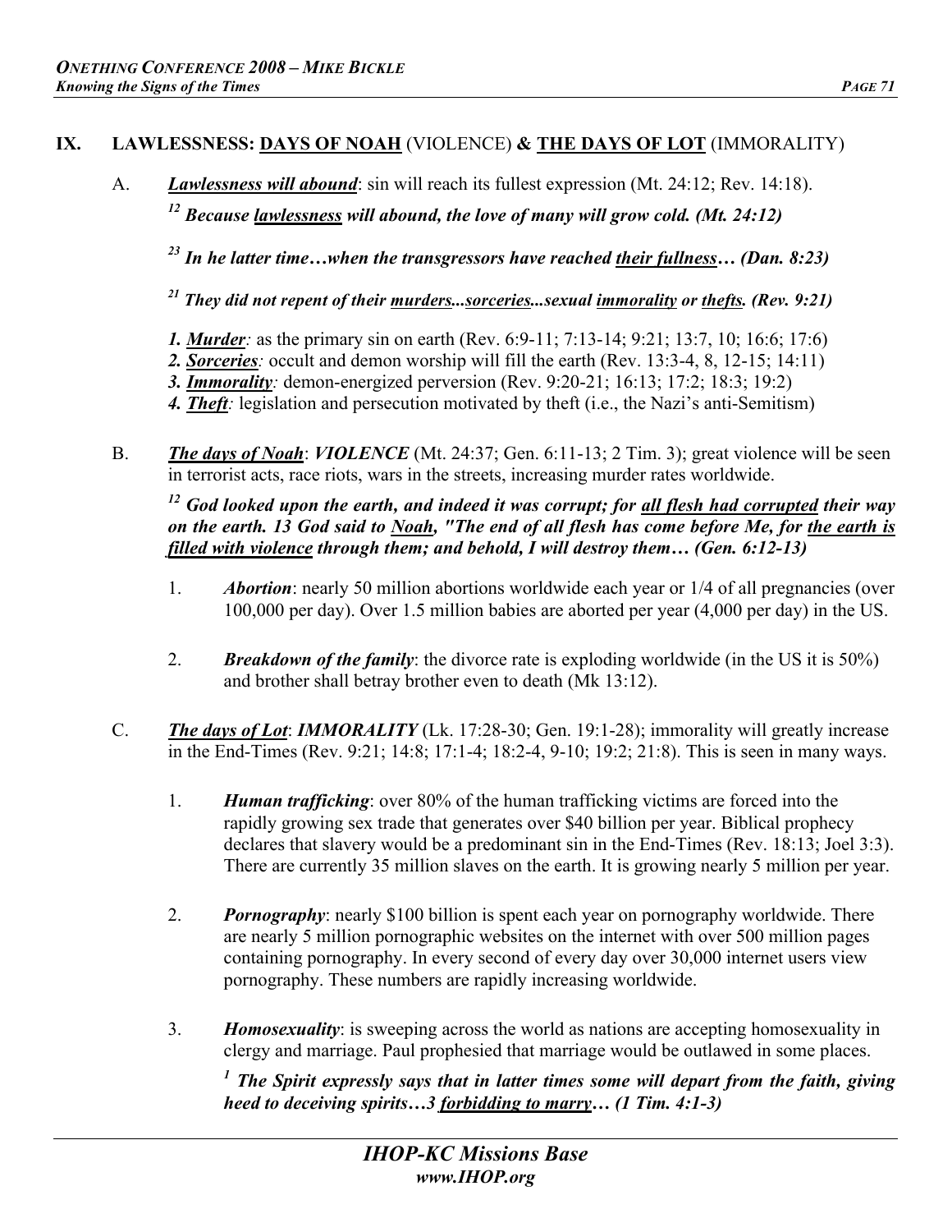## IX. LAWLESSNESS: <u>DAYS OF NOAH</u> (VIOLENCE) & <u>THE DAYS OF LOT</u> (IMMORALITY)

A. ***<u>Lawlessness will abound</u>***: sin will reach its fullest expression (Mt. 24:12; Rev. 14:18).

***[12] Because <u>lawlessness</u> will abound, the love of many will grow cold. (Mt. 24:12)***

***[23] In he latter time…when the transgressors have reached <u>their fullness</u>… (Dan. 8:23)***

***[21] They did not repent of their <u>murders</u>...<u>sorceries</u>...sexual <u>immorality</u> or <u>thefts</u>. (Rev. 9:21)***

***1. <u>Murder</u>:*** as the primary sin on earth (Rev. 6:9-11; 7:13-14; 9:21; 13:7, 10; 16:6; 17:6)
***2. <u>Sorceries</u>:*** occult and demon worship will fill the earth (Rev. 13:3-4, 8, 12-15; 14:11)
***3. <u>Immorality</u>:*** demon-energized perversion (Rev. 9:20-21; 16:13; 17:2; 18:3; 19:2)
***4. <u>Theft</u>:*** legislation and persecution motivated by theft (i.e., the Nazi's anti-Semitism)

B. ***<u>The days of Noah</u>***: ***VIOLENCE*** (Mt. 24:37; Gen. 6:11-13; 2 Tim. 3); great violence will be seen in terrorist acts, race riots, wars in the streets, increasing murder rates worldwide.

***[12] God looked upon the earth, and indeed it was corrupt; for <u>all flesh had corrupted</u> their way on the earth. 13 God said to <u>Noah</u>, "The end of all flesh has come before Me, for <u>the earth is filled with violence</u> through them; and behold, I will destroy them… (Gen. 6:12-13)***

1. ***Abortion***: nearly 50 million abortions worldwide each year or 1/4 of all pregnancies (over 100,000 per day). Over 1.5 million babies are aborted per year (4,000 per day) in the US.

2. ***Breakdown of the family***: the divorce rate is exploding worldwide (in the US it is 50%) and brother shall betray brother even to death (Mk 13:12).

C. ***<u>The days of Lot</u>***: ***IMMORALITY*** (Lk. 17:28-30; Gen. 19:1-28); immorality will greatly increase in the End-Times (Rev. 9:21; 14:8; 17:1-4; 18:2-4, 9-10; 19:2; 21:8). This is seen in many ways.

1. ***Human trafficking***: over 80% of the human trafficking victims are forced into the rapidly growing sex trade that generates over $40 billion per year. Biblical prophecy declares that slavery would be a predominant sin in the End-Times (Rev. 18:13; Joel 3:3). There are currently 35 million slaves on the earth. It is growing nearly 5 million per year.

2. ***Pornography***: nearly $100 billion is spent each year on pornography worldwide. There are nearly 5 million pornographic websites on the internet with over 500 million pages containing pornography. In every second of every day over 30,000 internet users view pornography. These numbers are rapidly increasing worldwide.

3. ***Homosexuality***: is sweeping across the world as nations are accepting homosexuality in clergy and marriage. Paul prophesied that marriage would be outlawed in some places.

***[1] The Spirit expressly says that in latter times some will depart from the faith, giving heed to deceiving spirits…3 <u>forbidding to marry</u>… (1 Tim. 4:1-3)***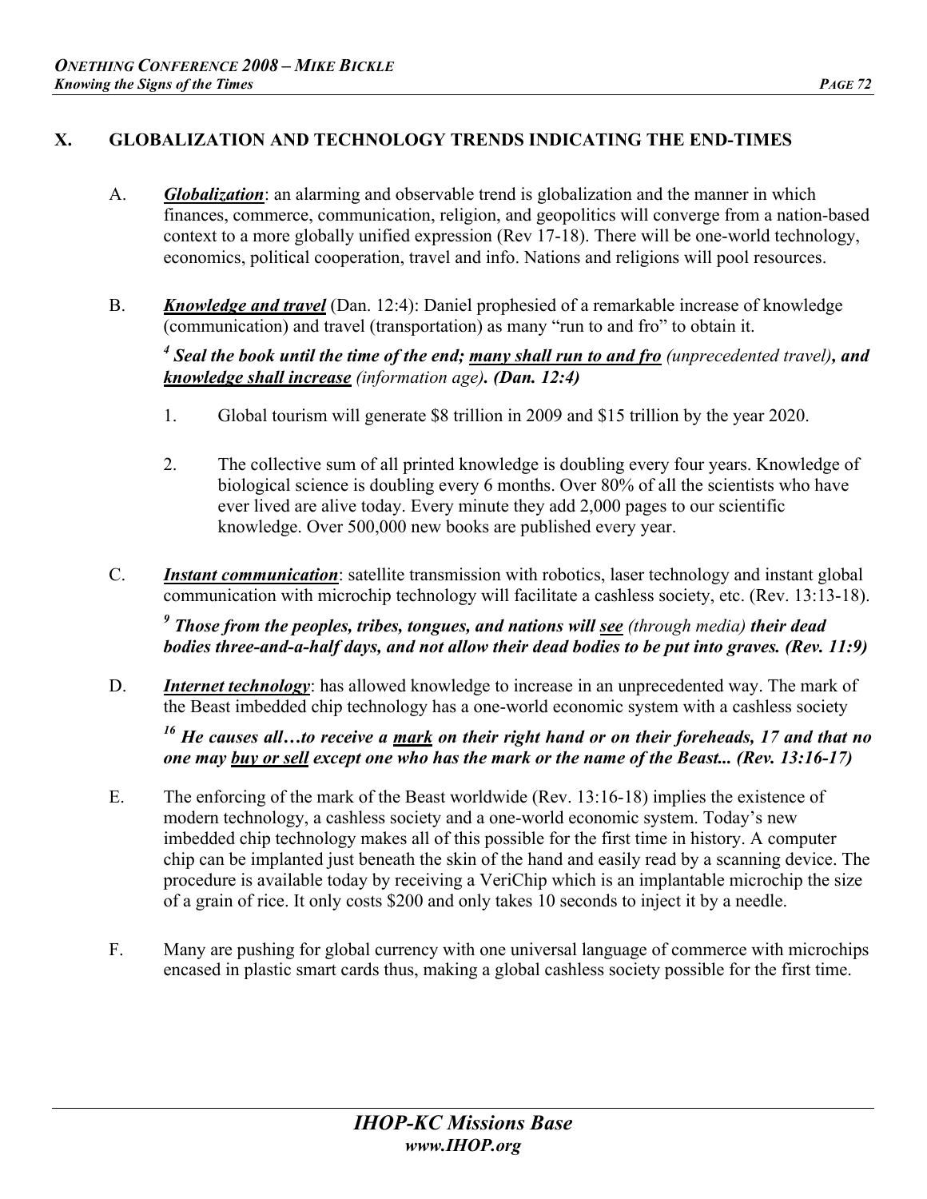## X. GLOBALIZATION AND TECHNOLOGY TRENDS INDICATING THE END-TIMES

A. ***Globalization***: an alarming and observable trend is globalization and the manner in which finances, commerce, communication, religion, and geopolitics will converge from a nation-based context to a more globally unified expression (Rev 17-18). There will be one-world technology, economics, political cooperation, travel and info. Nations and religions will pool resources.

B. ***Knowledge and travel*** (Dan. 12:4): Daniel prophesied of a remarkable increase of knowledge (communication) and travel (transportation) as many "run to and fro" to obtain it.

***[4] Seal the book until the time of the end; many shall run to and fro** (unprecedented travel)**, and knowledge shall increase** (information age)**. (Dan. 12:4)***

1. Global tourism will generate $8 trillion in 2009 and $15 trillion by the year 2020.

2. The collective sum of all printed knowledge is doubling every four years. Knowledge of biological science is doubling every 6 months. Over 80% of all the scientists who have ever lived are alive today. Every minute they add 2,000 pages to our scientific knowledge. Over 500,000 new books are published every year.

C. ***Instant communication***: satellite transmission with robotics, laser technology and instant global communication with microchip technology will facilitate a cashless society, etc. (Rev. 13:13-18).

***[9] Those from the peoples, tribes, tongues, and nations will see** (through media) **their dead bodies three-and-a-half days, and not allow their dead bodies to be put into graves. (Rev. 11:9)***

D. ***Internet technology***: has allowed knowledge to increase in an unprecedented way. The mark of the Beast imbedded chip technology has a one-world economic system with a cashless society

***[16] He causes all…to receive a mark on their right hand or on their foreheads, 17 and that no one may buy or sell except one who has the mark or the name of the Beast... (Rev. 13:16-17)***

E. The enforcing of the mark of the Beast worldwide (Rev. 13:16-18) implies the existence of modern technology, a cashless society and a one-world economic system. Today's new imbedded chip technology makes all of this possible for the first time in history. A computer chip can be implanted just beneath the skin of the hand and easily read by a scanning device. The procedure is available today by receiving a VeriChip which is an implantable microchip the size of a grain of rice. It only costs $200 and only takes 10 seconds to inject it by a needle.

F. Many are pushing for global currency with one universal language of commerce with microchips encased in plastic smart cards thus, making a global cashless society possible for the first time.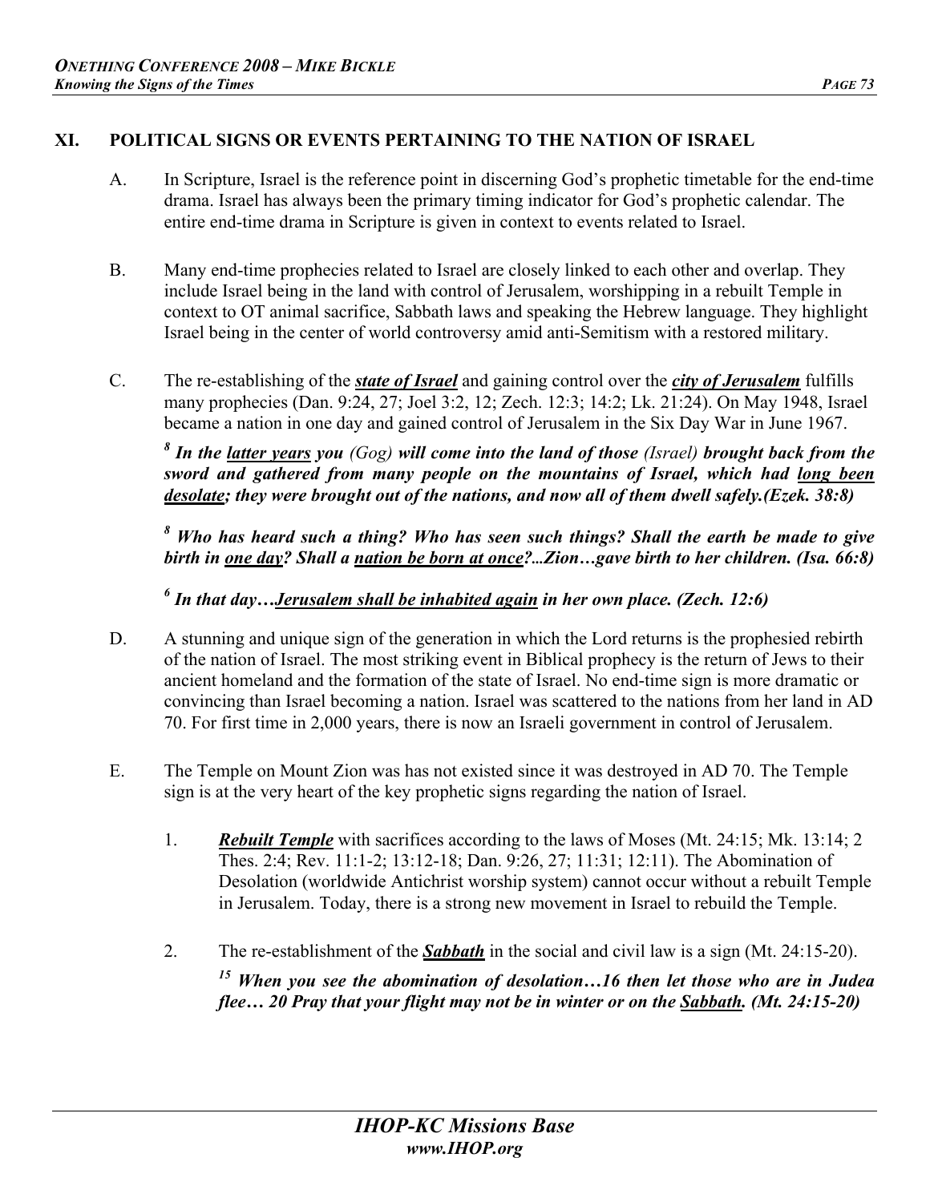## XI. POLITICAL SIGNS OR EVENTS PERTAINING TO THE NATION OF ISRAEL

A. In Scripture, Israel is the reference point in discerning God's prophetic timetable for the end-time drama. Israel has always been the primary timing indicator for God's prophetic calendar. The entire end-time drama in Scripture is given in context to events related to Israel.

B. Many end-time prophecies related to Israel are closely linked to each other and overlap. They include Israel being in the land with control of Jerusalem, worshipping in a rebuilt Temple in context to OT animal sacrifice, Sabbath laws and speaking the Hebrew language. They highlight Israel being in the center of world controversy amid anti-Semitism with a restored military.

C. The re-establishing of the ***<u>state of Israel</u>*** and gaining control over the ***<u>city of Jerusalem</u>*** fulfills many prophecies (Dan. 9:24, 27; Joel 3:2, 12; Zech. 12:3; 14:2; Lk. 21:24). On May 1948, Israel became a nation in one day and gained control of Jerusalem in the Six Day War in June 1967.

> [8] ***In the <u>latter years</u> you*** *(Gog)* ***will come into the land of those*** *(Israel)* ***brought back from the sword and gathered from many people on the mountains of Israel, which had <u>long been desolate</u>; they were brought out of the nations, and now all of them dwell safely.(Ezek. 38:8)***

> [8] ***Who has heard such a thing? Who has seen such things? Shall the earth be made to give birth in <u>one day</u>? Shall a <u>nation be born at once</u>?...Zion…gave birth to her children. (Isa. 66:8)***

> [6] ***In that day…<u>Jerusalem shall be inhabited again</u> in her own place. (Zech. 12:6)***

D. A stunning and unique sign of the generation in which the Lord returns is the prophesied rebirth of the nation of Israel. The most striking event in Biblical prophecy is the return of Jews to their ancient homeland and the formation of the state of Israel. No end-time sign is more dramatic or convincing than Israel becoming a nation. Israel was scattered to the nations from her land in AD 70. For first time in 2,000 years, there is now an Israeli government in control of Jerusalem.

E. The Temple on Mount Zion was has not existed since it was destroyed in AD 70. The Temple sign is at the very heart of the key prophetic signs regarding the nation of Israel.

1. ***<u>Rebuilt Temple</u>*** with sacrifices according to the laws of Moses (Mt. 24:15; Mk. 13:14; 2 Thes. 2:4; Rev. 11:1-2; 13:12-18; Dan. 9:26, 27; 11:31; 12:11). The Abomination of Desolation (worldwide Antichrist worship system) cannot occur without a rebuilt Temple in Jerusalem. Today, there is a strong new movement in Israel to rebuild the Temple.

2. The re-establishment of the ***<u>Sabbath</u>*** in the social and civil law is a sign (Mt. 24:15-20).

> [15] ***When you see the abomination of desolation…16 then let those who are in Judea flee… 20 Pray that your flight may not be in winter or on the <u>Sabbath</u>. (Mt. 24:15-20)***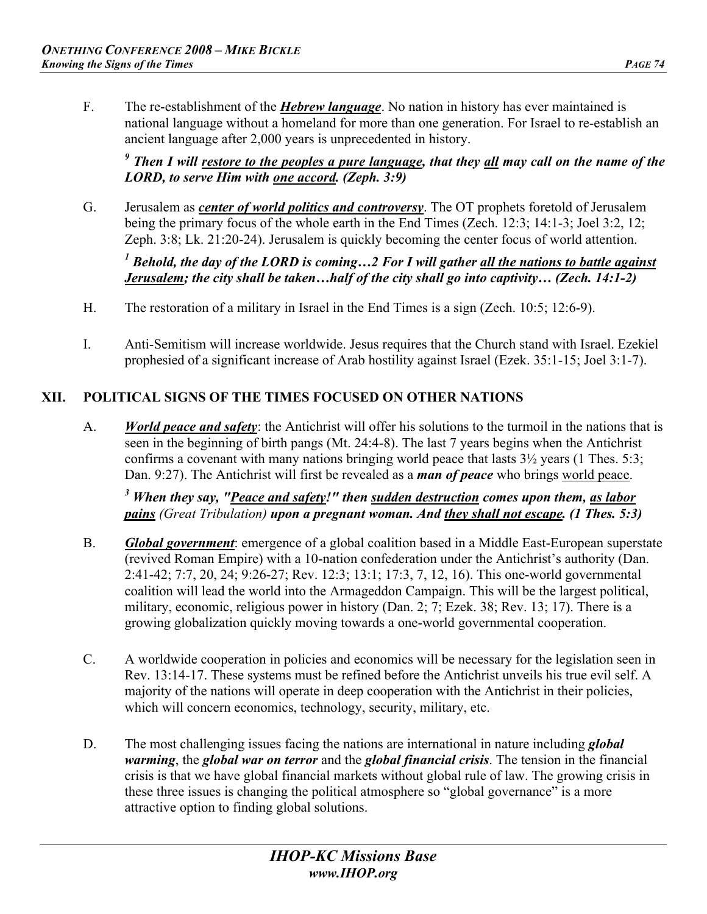F. The re-establishment of the ***Hebrew language***. No nation in history has ever maintained is national language without a homeland for more than one generation. For Israel to re-establish an ancient language after 2,000 years is unprecedented in history.

> [9] ***Then I will restore to the peoples a pure language, that they all may call on the name of the LORD, to serve Him with one accord. (Zeph. 3:9)***

G. Jerusalem as ***center of world politics and controversy***. The OT prophets foretold of Jerusalem being the primary focus of the whole earth in the End Times (Zech. 12:3; 14:1-3; Joel 3:2, 12; Zeph. 3:8; Lk. 21:20-24). Jerusalem is quickly becoming the center focus of world attention.

> [1] ***Behold, the day of the LORD is coming…2 For I will gather all the nations to battle against Jerusalem; the city shall be taken…half of the city shall go into captivity… (Zech. 14:1-2)***

H. The restoration of a military in Israel in the End Times is a sign (Zech. 10:5; 12:6-9).

I. Anti-Semitism will increase worldwide. Jesus requires that the Church stand with Israel. Ezekiel prophesied of a significant increase of Arab hostility against Israel (Ezek. 35:1-15; Joel 3:1-7).

## XII. POLITICAL SIGNS OF THE TIMES FOCUSED ON OTHER NATIONS

A. ***World peace and safety***: the Antichrist will offer his solutions to the turmoil in the nations that is seen in the beginning of birth pangs (Mt. 24:4-8). The last 7 years begins when the Antichrist confirms a covenant with many nations bringing world peace that lasts 3½ years (1 Thes. 5:3; Dan. 9:27). The Antichrist will first be revealed as a ***man of peace*** who brings world peace.

> [3] ***When they say, "Peace and safety!" then sudden destruction comes upon them, as labor pains*** *(Great Tribulation)* ***upon a pregnant woman. And they shall not escape. (1 Thes. 5:3)***

B. ***Global government***: emergence of a global coalition based in a Middle East-European superstate (revived Roman Empire) with a 10-nation confederation under the Antichrist's authority (Dan. 2:41-42; 7:7, 20, 24; 9:26-27; Rev. 12:3; 13:1; 17:3, 7, 12, 16). This one-world governmental coalition will lead the world into the Armageddon Campaign. This will be the largest political, military, economic, religious power in history (Dan. 2; 7; Ezek. 38; Rev. 13; 17). There is a growing globalization quickly moving towards a one-world governmental cooperation.

C. A worldwide cooperation in policies and economics will be necessary for the legislation seen in Rev. 13:14-17. These systems must be refined before the Antichrist unveils his true evil self. A majority of the nations will operate in deep cooperation with the Antichrist in their policies, which will concern economics, technology, security, military, etc.

D. The most challenging issues facing the nations are international in nature including ***global warming***, the ***global war on terror*** and the ***global financial crisis***. The tension in the financial crisis is that we have global financial markets without global rule of law. The growing crisis in these three issues is changing the political atmosphere so "global governance" is a more attractive option to finding global solutions.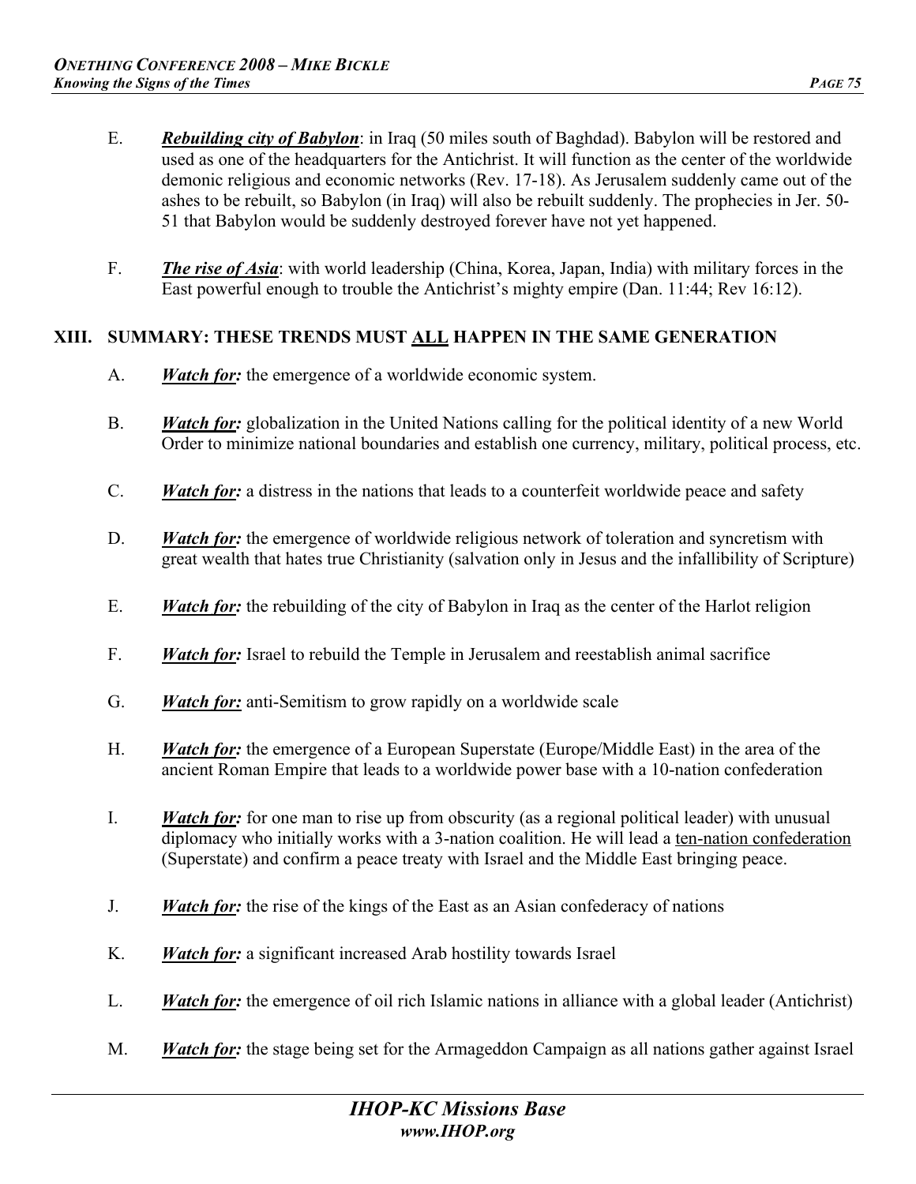E. ***Rebuilding city of Babylon***: in Iraq (50 miles south of Baghdad). Babylon will be restored and used as one of the headquarters for the Antichrist. It will function as the center of the worldwide demonic religious and economic networks (Rev. 17-18). As Jerusalem suddenly came out of the ashes to be rebuilt, so Babylon (in Iraq) will also be rebuilt suddenly. The prophecies in Jer. 50-51 that Babylon would be suddenly destroyed forever have not yet happened.

F. ***The rise of Asia***: with world leadership (China, Korea, Japan, India) with military forces in the East powerful enough to trouble the Antichrist's mighty empire (Dan. 11:44; Rev 16:12).

## XIII. SUMMARY: THESE TRENDS MUST <u>ALL</u> HAPPEN IN THE SAME GENERATION

A. ***Watch for:*** the emergence of a worldwide economic system.

B. ***Watch for:*** globalization in the United Nations calling for the political identity of a new World Order to minimize national boundaries and establish one currency, military, political process, etc.

C. ***Watch for:*** a distress in the nations that leads to a counterfeit worldwide peace and safety

D. ***Watch for:*** the emergence of worldwide religious network of toleration and syncretism with great wealth that hates true Christianity (salvation only in Jesus and the infallibility of Scripture)

E. ***Watch for:*** the rebuilding of the city of Babylon in Iraq as the center of the Harlot religion

F. ***Watch for:*** Israel to rebuild the Temple in Jerusalem and reestablish animal sacrifice

G. ***Watch for:*** anti-Semitism to grow rapidly on a worldwide scale

H. ***Watch for:*** the emergence of a European Superstate (Europe/Middle East) in the area of the ancient Roman Empire that leads to a worldwide power base with a 10-nation confederation

I. ***Watch for:*** for one man to rise up from obscurity (as a regional political leader) with unusual diplomacy who initially works with a 3-nation coalition. He will lead a <u>ten-nation confederation</u> (Superstate) and confirm a peace treaty with Israel and the Middle East bringing peace.

J. ***Watch for:*** the rise of the kings of the East as an Asian confederacy of nations

K. ***Watch for:*** a significant increased Arab hostility towards Israel

L. ***Watch for:*** the emergence of oil rich Islamic nations in alliance with a global leader (Antichrist)

M. ***Watch for:*** the stage being set for the Armageddon Campaign as all nations gather against Israel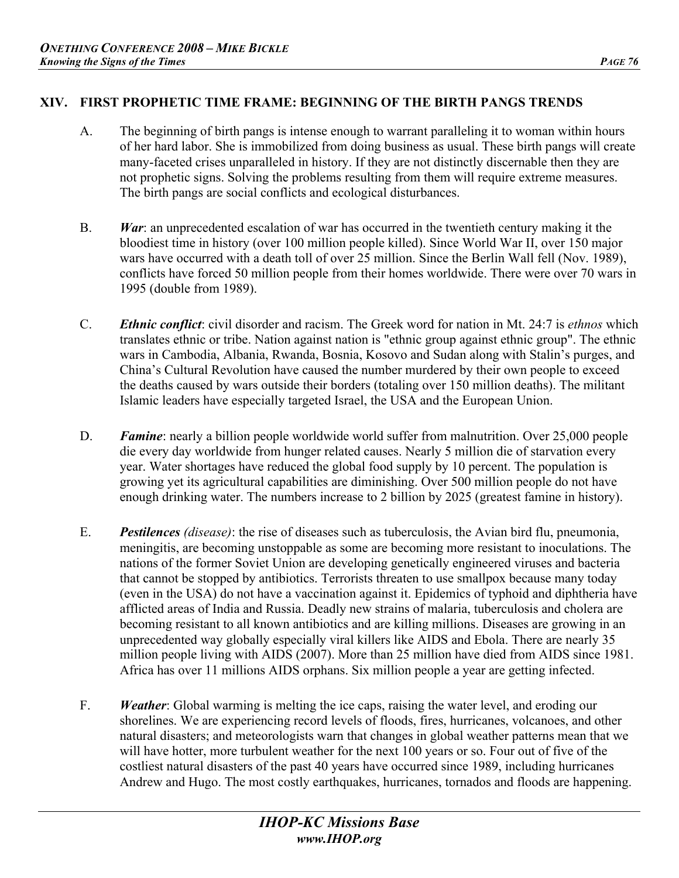## XIV. FIRST PROPHETIC TIME FRAME: BEGINNING OF THE BIRTH PANGS TRENDS

A. The beginning of birth pangs is intense enough to warrant paralleling it to woman within hours of her hard labor. She is immobilized from doing business as usual. These birth pangs will create many-faceted crises unparalleled in history. If they are not distinctly discernable then they are not prophetic signs. Solving the problems resulting from them will require extreme measures. The birth pangs are social conflicts and ecological disturbances.

B. ***War***: an unprecedented escalation of war has occurred in the twentieth century making it the bloodiest time in history (over 100 million people killed). Since World War II, over 150 major wars have occurred with a death toll of over 25 million. Since the Berlin Wall fell (Nov. 1989), conflicts have forced 50 million people from their homes worldwide. There were over 70 wars in 1995 (double from 1989).

C. ***Ethnic conflict***: civil disorder and racism. The Greek word for nation in Mt. 24:7 is *ethnos* which translates ethnic or tribe. Nation against nation is "ethnic group against ethnic group". The ethnic wars in Cambodia, Albania, Rwanda, Bosnia, Kosovo and Sudan along with Stalin's purges, and China's Cultural Revolution have caused the number murdered by their own people to exceed the deaths caused by wars outside their borders (totaling over 150 million deaths). The militant Islamic leaders have especially targeted Israel, the USA and the European Union.

D. ***Famine***: nearly a billion people worldwide world suffer from malnutrition. Over 25,000 people die every day worldwide from hunger related causes. Nearly 5 million die of starvation every year. Water shortages have reduced the global food supply by 10 percent. The population is growing yet its agricultural capabilities are diminishing. Over 500 million people do not have enough drinking water. The numbers increase to 2 billion by 2025 (greatest famine in history).

E. ***Pestilences*** *(disease)*: the rise of diseases such as tuberculosis, the Avian bird flu, pneumonia, meningitis, are becoming unstoppable as some are becoming more resistant to inoculations. The nations of the former Soviet Union are developing genetically engineered viruses and bacteria that cannot be stopped by antibiotics. Terrorists threaten to use smallpox because many today (even in the USA) do not have a vaccination against it. Epidemics of typhoid and diphtheria have afflicted areas of India and Russia. Deadly new strains of malaria, tuberculosis and cholera are becoming resistant to all known antibiotics and are killing millions. Diseases are growing in an unprecedented way globally especially viral killers like AIDS and Ebola. There are nearly 35 million people living with AIDS (2007). More than 25 million have died from AIDS since 1981. Africa has over 11 millions AIDS orphans. Six million people a year are getting infected.

F. ***Weather***: Global warming is melting the ice caps, raising the water level, and eroding our shorelines. We are experiencing record levels of floods, fires, hurricanes, volcanoes, and other natural disasters; and meteorologists warn that changes in global weather patterns mean that we will have hotter, more turbulent weather for the next 100 years or so. Four out of five of the costliest natural disasters of the past 40 years have occurred since 1989, including hurricanes Andrew and Hugo. The most costly earthquakes, hurricanes, tornados and floods are happening.